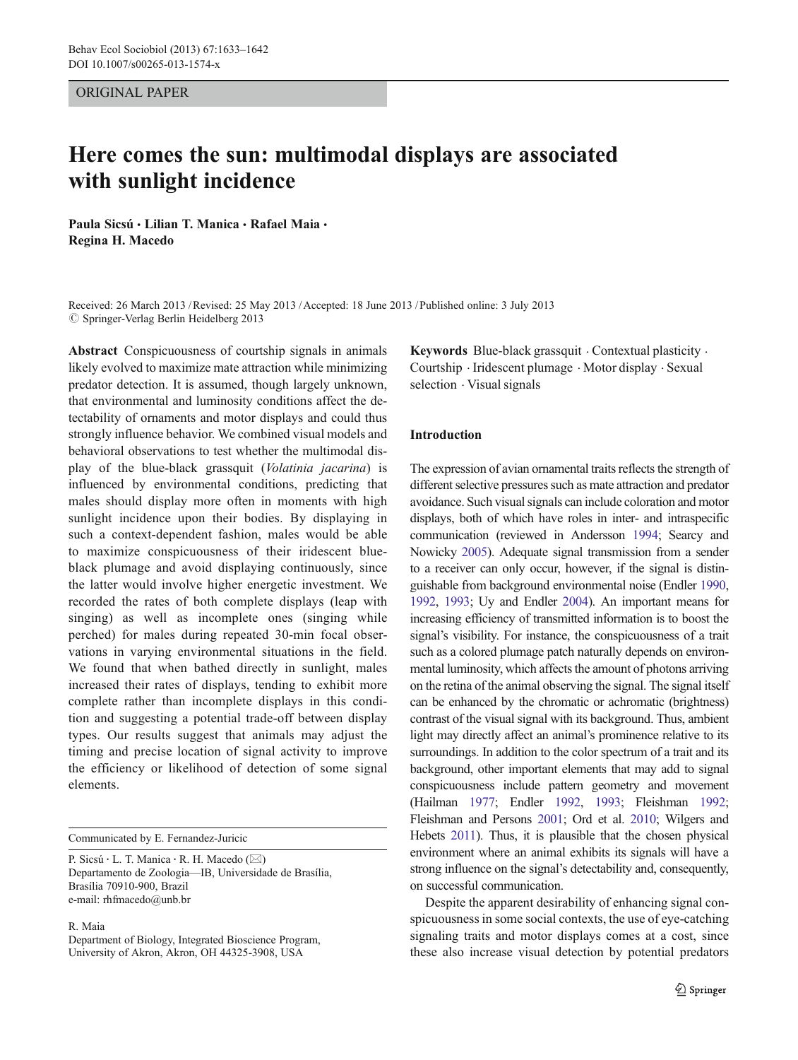ORIGINAL PAPER

# Here comes the sun: multimodal displays are associated with sunlight incidence

**Paula Sicsú · Lilian T. Manica · Rafael Maia · Regina H. Macedo**

Received: 26 March 2013 / Revised: 25 May 2013 / Accepted: 18 June 2013 / Published online: 3 July 2013
© Springer-Verlag Berlin Heidelberg 2013

**Abstract** Conspicuousness of courtship signals in animals likely evolved to maximize mate attraction while minimizing predator detection. It is assumed, though largely unknown, that environmental and luminosity conditions affect the detectability of ornaments and motor displays and could thus strongly influence behavior. We combined visual models and behavioral observations to test whether the multimodal display of the blue-black grassquit (*Volatinia jacarina*) is influenced by environmental conditions, predicting that males should display more often in moments with high sunlight incidence upon their bodies. By displaying in such a context-dependent fashion, males would be able to maximize conspicuousness of their iridescent blue-black plumage and avoid displaying continuously, since the latter would involve higher energetic investment. We recorded the rates of both complete displays (leap with singing) as well as incomplete ones (singing while perched) for males during repeated 30-min focal observations in varying environmental situations in the field. We found that when bathed directly in sunlight, males increased their rates of displays, tending to exhibit more complete rather than incomplete displays in this condition and suggesting a potential trade-off between display types. Our results suggest that animals may adjust the timing and precise location of signal activity to improve the efficiency or likelihood of detection of some signal elements.

**Keywords** Blue-black grassquit · Contextual plasticity · Courtship · Iridescent plumage · Motor display · Sexual selection · Visual signals

Communicated by E. Fernandez-Juricic

P. Sicsú · L. T. Manica · R. H. Macedo (✉)
Departamento de Zoologia—IB, Universidade de Brasília,
Brasília 70910-900, Brazil
e-mail: rhfmacedo@unb.br

R. Maia
Department of Biology, Integrated Bioscience Program,
University of Akron, Akron, OH 44325-3908, USA

## Introduction

The expression of avian ornamental traits reflects the strength of different selective pressures such as mate attraction and predator avoidance. Such visual signals can include coloration and motor displays, both of which have roles in inter- and intraspecific communication (reviewed in Andersson 1994; Searcy and Nowicky 2005). Adequate signal transmission from a sender to a receiver can only occur, however, if the signal is distinguishable from background environmental noise (Endler 1990, 1992, 1993; Uy and Endler 2004). An important means for increasing efficiency of transmitted information is to boost the signal's visibility. For instance, the conspicuousness of a trait such as a colored plumage patch naturally depends on environmental luminosity, which affects the amount of photons arriving on the retina of the animal observing the signal. The signal itself can be enhanced by the chromatic or achromatic (brightness) contrast of the visual signal with its background. Thus, ambient light may directly affect an animal's prominence relative to its surroundings. In addition to the color spectrum of a trait and its background, other important elements that may add to signal conspicuousness include pattern geometry and movement (Hailman 1977; Endler 1992, 1993; Fleishman 1992; Fleishman and Persons 2001; Ord et al. 2010; Wilgers and Hebets 2011). Thus, it is plausible that the chosen physical environment where an animal exhibits its signals will have a strong influence on the signal's detectability and, consequently, on successful communication.

Despite the apparent desirability of enhancing signal conspicuousness in some social contexts, the use of eye-catching signaling traits and motor displays comes at a cost, since these also increase visual detection by potential predators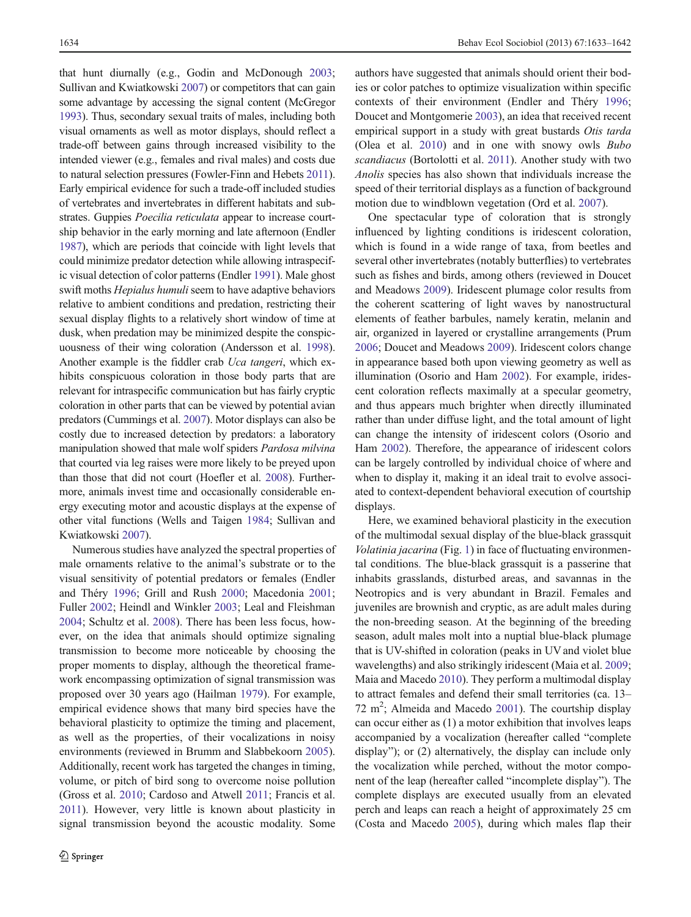that hunt diurnally (e.g., Godin and McDonough 2003; Sullivan and Kwiatkowski 2007) or competitors that can gain some advantage by accessing the signal content (McGregor 1993). Thus, secondary sexual traits of males, including both visual ornaments as well as motor displays, should reflect a trade-off between gains through increased visibility to the intended viewer (e.g., females and rival males) and costs due to natural selection pressures (Fowler-Finn and Hebets 2011). Early empirical evidence for such a trade-off included studies of vertebrates and invertebrates in different habitats and substrates. Guppies *Poecilia reticulata* appear to increase courtship behavior in the early morning and late afternoon (Endler 1987), which are periods that coincide with light levels that could minimize predator detection while allowing intraspecific visual detection of color patterns (Endler 1991). Male ghost swift moths *Hepialus humuli* seem to have adaptive behaviors relative to ambient conditions and predation, restricting their sexual display flights to a relatively short window of time at dusk, when predation may be minimized despite the conspicuousness of their wing coloration (Andersson et al. 1998). Another example is the fiddler crab *Uca tangeri*, which exhibits conspicuous coloration in those body parts that are relevant for intraspecific communication but has fairly cryptic coloration in other parts that can be viewed by potential avian predators (Cummings et al. 2007). Motor displays can also be costly due to increased detection by predators: a laboratory manipulation showed that male wolf spiders *Pardosa milvina* that courted via leg raises were more likely to be preyed upon than those that did not court (Hoefler et al. 2008). Furthermore, animals invest time and occasionally considerable energy executing motor and acoustic displays at the expense of other vital functions (Wells and Taigen 1984; Sullivan and Kwiatkowski 2007).

Numerous studies have analyzed the spectral properties of male ornaments relative to the animal's substrate or to the visual sensitivity of potential predators or females (Endler and Théry 1996; Grill and Rush 2000; Macedonia 2001; Fuller 2002; Heindl and Winkler 2003; Leal and Fleishman 2004; Schultz et al. 2008). There has been less focus, however, on the idea that animals should optimize signaling transmission to become more noticeable by choosing the proper moments to display, although the theoretical framework encompassing optimization of signal transmission was proposed over 30 years ago (Hailman 1979). For example, empirical evidence shows that many bird species have the behavioral plasticity to optimize the timing and placement, as well as the properties, of their vocalizations in noisy environments (reviewed in Brumm and Slabbekoorn 2005). Additionally, recent work has targeted the changes in timing, volume, or pitch of bird song to overcome noise pollution (Gross et al. 2010; Cardoso and Atwell 2011; Francis et al. 2011). However, very little is known about plasticity in signal transmission beyond the acoustic modality. Some authors have suggested that animals should orient their bodies or color patches to optimize visualization within specific contexts of their environment (Endler and Théry 1996; Doucet and Montgomerie 2003), an idea that received recent empirical support in a study with great bustards *Otis tarda* (Olea et al. 2010) and in one with snowy owls *Bubo scandiacus* (Bortolotti et al. 2011). Another study with two *Anolis* species has also shown that individuals increase the speed of their territorial displays as a function of background motion due to windblown vegetation (Ord et al. 2007).

One spectacular type of coloration that is strongly influenced by lighting conditions is iridescent coloration, which is found in a wide range of taxa, from beetles and several other invertebrates (notably butterflies) to vertebrates such as fishes and birds, among others (reviewed in Doucet and Meadows 2009). Iridescent plumage color results from the coherent scattering of light waves by nanostructural elements of feather barbules, namely keratin, melanin and air, organized in layered or crystalline arrangements (Prum 2006; Doucet and Meadows 2009). Iridescent colors change in appearance based both upon viewing geometry as well as illumination (Osorio and Ham 2002). For example, iridescent coloration reflects maximally at a specular geometry, and thus appears much brighter when directly illuminated rather than under diffuse light, and the total amount of light can change the intensity of iridescent colors (Osorio and Ham 2002). Therefore, the appearance of iridescent colors can be largely controlled by individual choice of where and when to display it, making it an ideal trait to evolve associated to context-dependent behavioral execution of courtship displays.

Here, we examined behavioral plasticity in the execution of the multimodal sexual display of the blue-black grassquit *Volatinia jacarina* (Fig. 1) in face of fluctuating environmental conditions. The blue-black grassquit is a passerine that inhabits grasslands, disturbed areas, and savannas in the Neotropics and is very abundant in Brazil. Females and juveniles are brownish and cryptic, as are adult males during the non-breeding season. At the beginning of the breeding season, adult males molt into a nuptial blue-black plumage that is UV-shifted in coloration (peaks in UV and violet blue wavelengths) and also strikingly iridescent (Maia et al. 2009; Maia and Macedo 2010). They perform a multimodal display to attract females and defend their small territories (ca. 13–72 $m^2$; Almeida and Macedo 2001). The courtship display can occur either as (1) a motor exhibition that involves leaps accompanied by a vocalization (hereafter called "complete display"); or (2) alternatively, the display can include only the vocalization while perched, without the motor component of the leap (hereafter called "incomplete display"). The complete displays are executed usually from an elevated perch and leaps can reach a height of approximately 25 cm (Costa and Macedo 2005), during which males flap their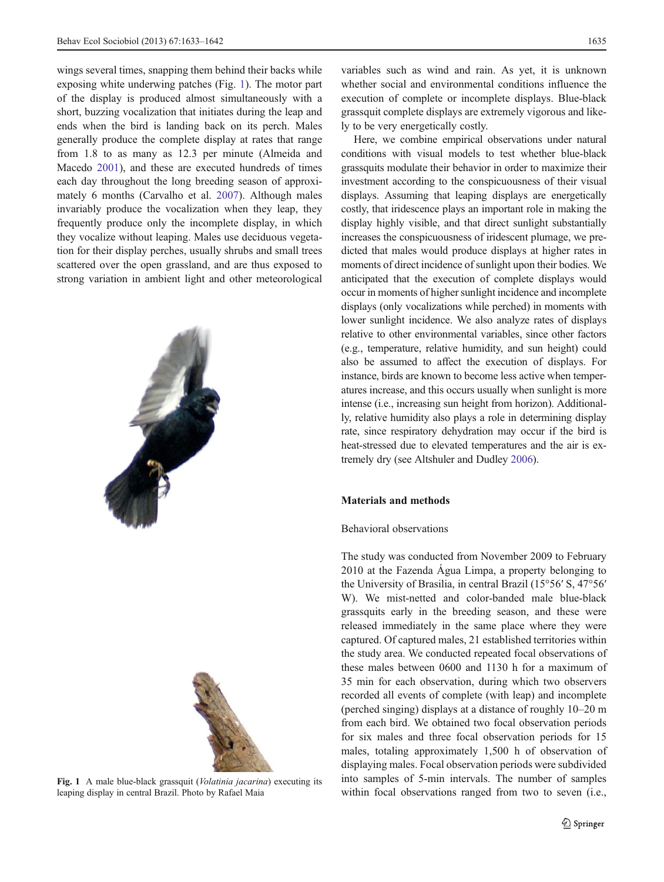wings several times, snapping them behind their backs while exposing white underwing patches (Fig. 1). The motor part of the display is produced almost simultaneously with a short, buzzing vocalization that initiates during the leap and ends when the bird is landing back on its perch. Males generally produce the complete display at rates that range from 1.8 to as many as 12.3 per minute (Almeida and Macedo 2001), and these are executed hundreds of times each day throughout the long breeding season of approximately 6 months (Carvalho et al. 2007). Although males invariably produce the vocalization when they leap, they frequently produce only the incomplete display, in which they vocalize without leaping. Males use deciduous vegetation for their display perches, usually shrubs and small trees scattered over the open grassland, and are thus exposed to strong variation in ambient light and other meteorological variables such as wind and rain. As yet, it is unknown whether social and environmental conditions influence the execution of complete or incomplete displays. Blue-black grassquit complete displays are extremely vigorous and likely to be very energetically costly.

**Fig. 1** A male blue-black grassquit (*Volatinia jacarina*) executing its leaping display in central Brazil. Photo by Rafael Maia

Here, we combine empirical observations under natural conditions with visual models to test whether blue-black grassquits modulate their behavior in order to maximize their investment according to the conspicuousness of their visual displays. Assuming that leaping displays are energetically costly, that iridescence plays an important role in making the display highly visible, and that direct sunlight substantially increases the conspicuousness of iridescent plumage, we predicted that males would produce displays at higher rates in moments of direct incidence of sunlight upon their bodies. We anticipated that the execution of complete displays would occur in moments of higher sunlight incidence and incomplete displays (only vocalizations while perched) in moments with lower sunlight incidence. We also analyze rates of displays relative to other environmental variables, since other factors (e.g., temperature, relative humidity, and sun height) could also be assumed to affect the execution of displays. For instance, birds are known to become less active when temperatures increase, and this occurs usually when sunlight is more intense (i.e., increasing sun height from horizon). Additionally, relative humidity also plays a role in determining display rate, since respiratory dehydration may occur if the bird is heat-stressed due to elevated temperatures and the air is extremely dry (see Altshuler and Dudley 2006).

## Materials and methods

### Behavioral observations

The study was conducted from November 2009 to February 2010 at the Fazenda Água Limpa, a property belonging to the University of Brasilia, in central Brazil (15°56′ S, 47°56′ W). We mist-netted and color-banded male blue-black grassquits early in the breeding season, and these were released immediately in the same place where they were captured. Of captured males, 21 established territories within the study area. We conducted repeated focal observations of these males between 0600 and 1130 h for a maximum of 35 min for each observation, during which two observers recorded all events of complete (with leap) and incomplete (perched singing) displays at a distance of roughly 10–20 m from each bird. We obtained two focal observation periods for six males and three focal observation periods for 15 males, totaling approximately 1,500 h of observation of displaying males. Focal observation periods were subdivided into samples of 5-min intervals. The number of samples within focal observations ranged from two to seven (i.e.,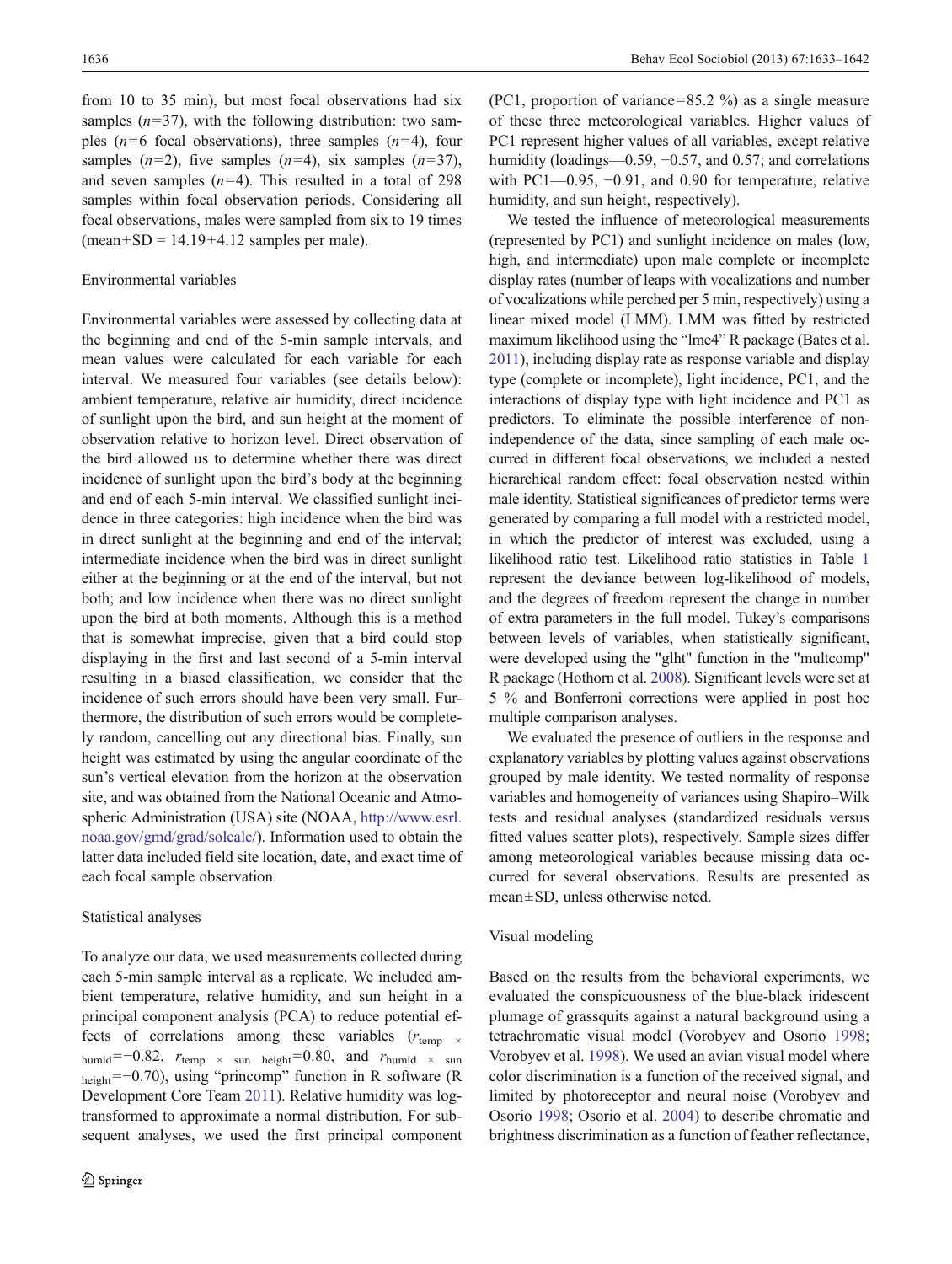from 10 to 35 min), but most focal observations had six samples ($n$=37), with the following distribution: two samples ($n$=6 focal observations), three samples ($n$=4), four samples ($n$=2), five samples ($n$=4), six samples ($n$=37), and seven samples ($n$=4). This resulted in a total of 298 samples within focal observation periods. Considering all focal observations, males were sampled from six to 19 times (mean±SD = 14.19±4.12 samples per male).

## Environmental variables

Environmental variables were assessed by collecting data at the beginning and end of the 5-min sample intervals, and mean values were calculated for each variable for each interval. We measured four variables (see details below): ambient temperature, relative air humidity, direct incidence of sunlight upon the bird, and sun height at the moment of observation relative to horizon level. Direct observation of the bird allowed us to determine whether there was direct incidence of sunlight upon the bird's body at the beginning and end of each 5-min interval. We classified sunlight incidence in three categories: high incidence when the bird was in direct sunlight at the beginning and end of the interval; intermediate incidence when the bird was in direct sunlight either at the beginning or at the end of the interval, but not both; and low incidence when there was no direct sunlight upon the bird at both moments. Although this is a method that is somewhat imprecise, given that a bird could stop displaying in the first and last second of a 5-min interval resulting in a biased classification, we consider that the incidence of such errors should have been very small. Furthermore, the distribution of such errors would be completely random, cancelling out any directional bias. Finally, sun height was estimated by using the angular coordinate of the sun's vertical elevation from the horizon at the observation site, and was obtained from the National Oceanic and Atmospheric Administration (USA) site (NOAA, http://www.esrl.noaa.gov/gmd/grad/solcalc/). Information used to obtain the latter data included field site location, date, and exact time of each focal sample observation.

## Statistical analyses

To analyze our data, we used measurements collected during each 5-min sample interval as a replicate. We included ambient temperature, relative humidity, and sun height in a principal component analysis (PCA) to reduce potential effects of correlations among these variables ($r_{\text{temp} \times \text{humid}}$=−0.82, $r_{\text{temp} \times \text{sun height}}$=0.80, and $r_{\text{humid} \times \text{sun height}}$=−0.70), using "princomp" function in R software (R Development Core Team 2011). Relative humidity was log-transformed to approximate a normal distribution. For subsequent analyses, we used the first principal component (PC1, proportion of variance=85.2 %) as a single measure of these three meteorological variables. Higher values of PC1 represent higher values of all variables, except relative humidity (loadings—0.59, −0.57, and 0.57; and correlations with PC1—0.95, −0.91, and 0.90 for temperature, relative humidity, and sun height, respectively).

We tested the influence of meteorological measurements (represented by PC1) and sunlight incidence on males (low, high, and intermediate) upon male complete or incomplete display rates (number of leaps with vocalizations and number of vocalizations while perched per 5 min, respectively) using a linear mixed model (LMM). LMM was fitted by restricted maximum likelihood using the "lme4" R package (Bates et al. 2011), including display rate as response variable and display type (complete or incomplete), light incidence, PC1, and the interactions of display type with light incidence and PC1 as predictors. To eliminate the possible interference of non-independence of the data, since sampling of each male occurred in different focal observations, we included a nested hierarchical random effect: focal observation nested within male identity. Statistical significances of predictor terms were generated by comparing a full model with a restricted model, in which the predictor of interest was excluded, using a likelihood ratio test. Likelihood ratio statistics in Table 1 represent the deviance between log-likelihood of models, and the degrees of freedom represent the change in number of extra parameters in the full model. Tukey's comparisons between levels of variables, when statistically significant, were developed using the "glht" function in the "multcomp" R package (Hothorn et al. 2008). Significant levels were set at 5 % and Bonferroni corrections were applied in post hoc multiple comparison analyses.

We evaluated the presence of outliers in the response and explanatory variables by plotting values against observations grouped by male identity. We tested normality of response variables and homogeneity of variances using Shapiro–Wilk tests and residual analyses (standardized residuals versus fitted values scatter plots), respectively. Sample sizes differ among meteorological variables because missing data occurred for several observations. Results are presented as mean±SD, unless otherwise noted.

## Visual modeling

Based on the results from the behavioral experiments, we evaluated the conspicuousness of the blue-black iridescent plumage of grassquits against a natural background using a tetrachromatic visual model (Vorobyev and Osorio 1998; Vorobyev et al. 1998). We used an avian visual model where color discrimination is a function of the received signal, and limited by photoreceptor and neural noise (Vorobyev and Osorio 1998; Osorio et al. 2004) to describe chromatic and brightness discrimination as a function of feather reflectance,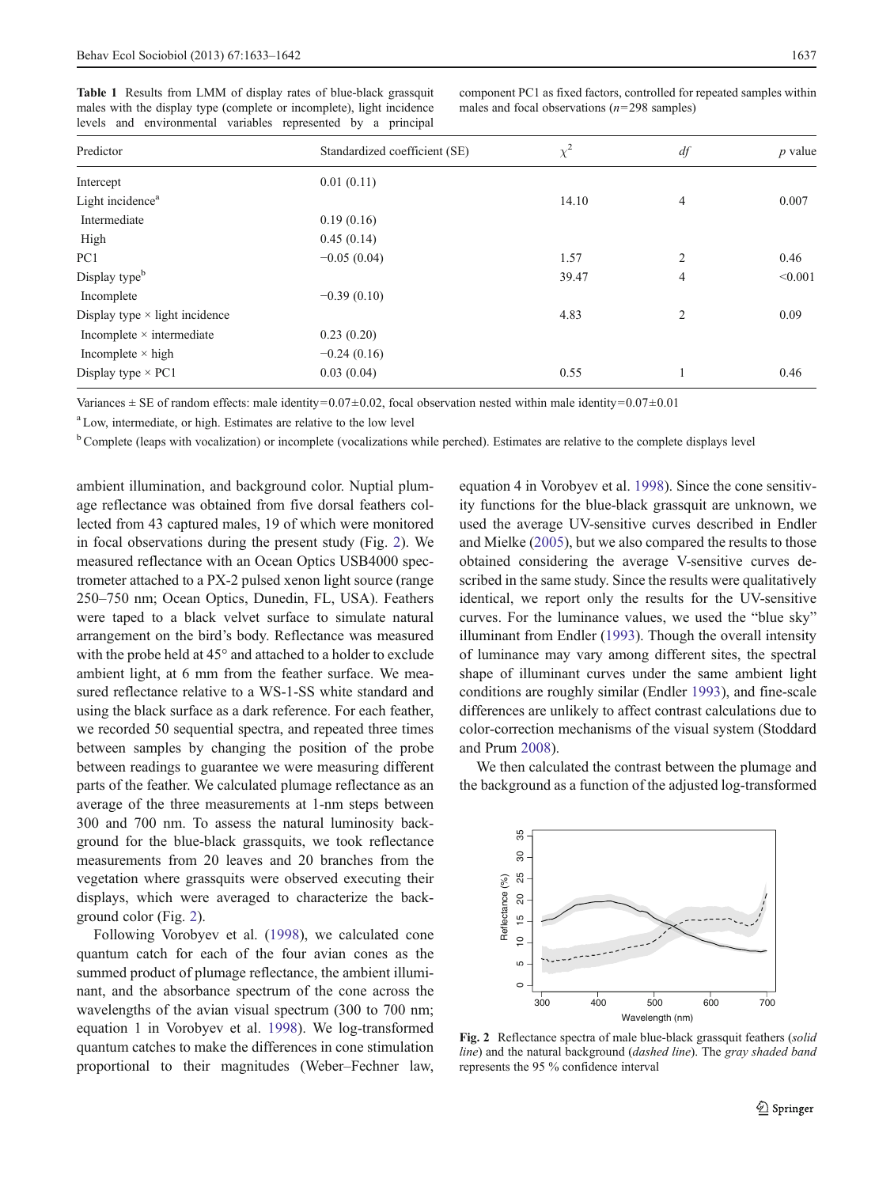**Table 1** Results from LMM of display rates of blue-black grassquit males with the display type (complete or incomplete), light incidence levels and environmental variables represented by a principal component PC1 as fixed factors, controlled for repeated samples within males and focal observations ($n$=298 samples)

| Predictor | Standardized coefficient (SE) | $\chi^2$ | *df* | *p* value |
|---|---|---|---|---|
| Intercept | 0.01 (0.11) | | | |
| Light incidence[a] | | 14.10 | 4 | 0.007 |
| Intermediate | 0.19 (0.16) | | | |
| High | 0.45 (0.14) | | | |
| PC1 | −0.05 (0.04) | 1.57 | 2 | 0.46 |
| Display type[b] | | 39.47 | 4 | <0.001 |
| Incomplete | −0.39 (0.10) | | | |
| Display type × light incidence | | 4.83 | 2 | 0.09 |
| Incomplete × intermediate | 0.23 (0.20) | | | |
| Incomplete × high | −0.24 (0.16) | | | |
| Display type × PC1 | 0.03 (0.04) | 0.55 | 1 | 0.46 |

Variances ± SE of random effects: male identity=0.07±0.02, focal observation nested within male identity=0.07±0.01

[a] Low, intermediate, or high. Estimates are relative to the low level

[b] Complete (leaps with vocalization) or incomplete (vocalizations while perched). Estimates are relative to the complete displays level

ambient illumination, and background color. Nuptial plumage reflectance was obtained from five dorsal feathers collected from 43 captured males, 19 of which were monitored in focal observations during the present study (Fig. 2). We measured reflectance with an Ocean Optics USB4000 spectrometer attached to a PX-2 pulsed xenon light source (range 250–750 nm; Ocean Optics, Dunedin, FL, USA). Feathers were taped to a black velvet surface to simulate natural arrangement on the bird's body. Reflectance was measured with the probe held at 45° and attached to a holder to exclude ambient light, at 6 mm from the feather surface. We measured reflectance relative to a WS-1-SS white standard and using the black surface as a dark reference. For each feather, we recorded 50 sequential spectra, and repeated three times between samples by changing the position of the probe between readings to guarantee we were measuring different parts of the feather. We calculated plumage reflectance as an average of the three measurements at 1-nm steps between 300 and 700 nm. To assess the natural luminosity background for the blue-black grassquits, we took reflectance measurements from 20 leaves and 20 branches from the vegetation where grassquits were observed executing their displays, which were averaged to characterize the background color (Fig. 2).

Following Vorobyev et al. (1998), we calculated cone quantum catch for each of the four avian cones as the summed product of plumage reflectance, the ambient illuminant, and the absorbance spectrum of the cone across the wavelengths of the avian visual spectrum (300 to 700 nm; equation 1 in Vorobyev et al. 1998). We log-transformed quantum catches to make the differences in cone stimulation proportional to their magnitudes (Weber–Fechner law, equation 4 in Vorobyev et al. 1998). Since the cone sensitivity functions for the blue-black grassquit are unknown, we used the average UV-sensitive curves described in Endler and Mielke (2005), but we also compared the results to those obtained considering the average V-sensitive curves described in the same study. Since the results were qualitatively identical, we report only the results for the UV-sensitive curves. For the luminance values, we used the "blue sky" illuminant from Endler (1993). Though the overall intensity of luminance may vary among different sites, the spectral shape of illuminant curves under the same ambient light conditions are roughly similar (Endler 1993), and fine-scale differences are unlikely to affect contrast calculations due to color-correction mechanisms of the visual system (Stoddard and Prum 2008).

We then calculated the contrast between the plumage and the background as a function of the adjusted log-transformed

**Fig. 2** Reflectance spectra of male blue-black grassquit feathers (*solid line*) and the natural background (*dashed line*). The *gray shaded band* represents the 95 % confidence interval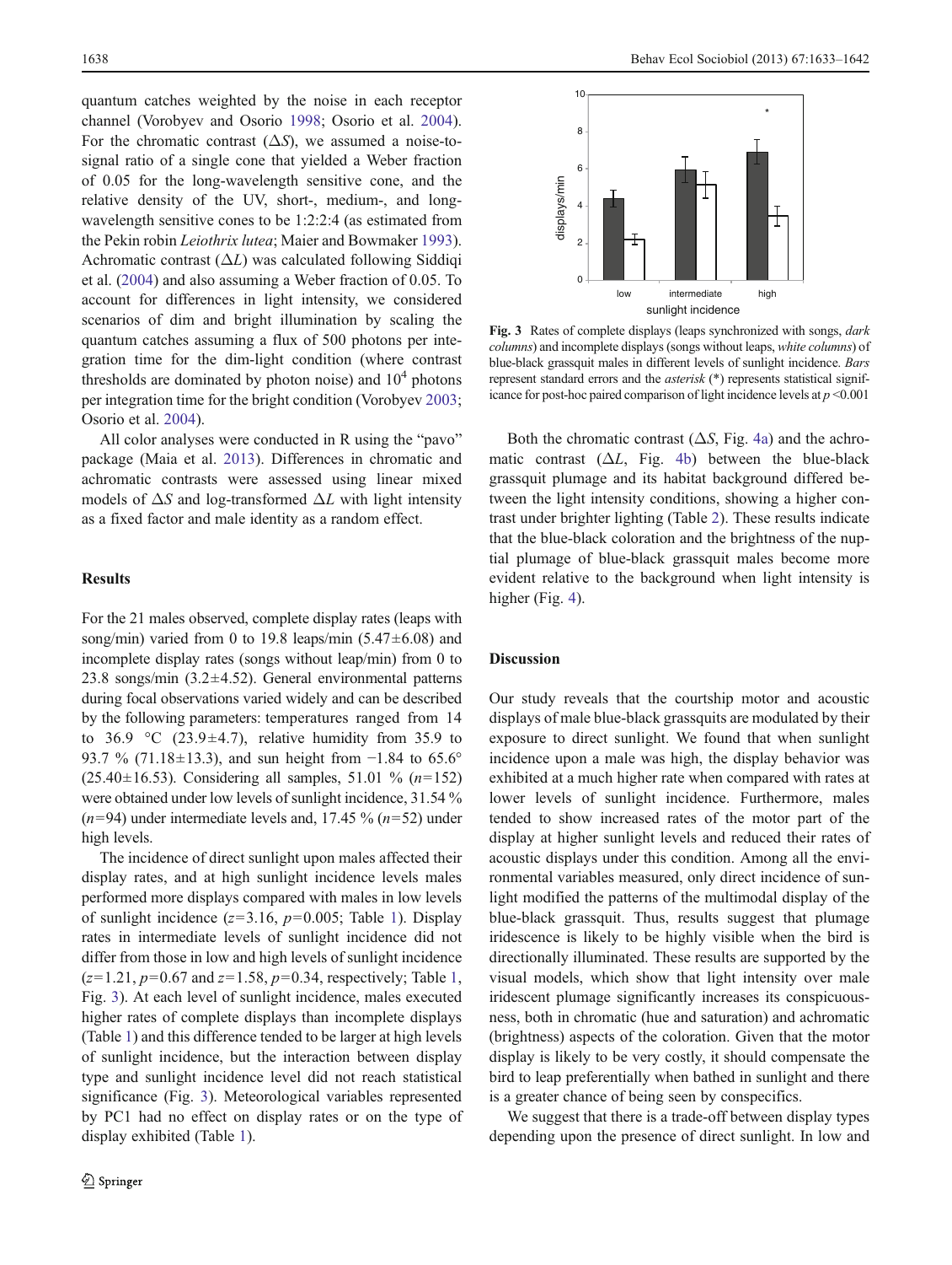quantum catches weighted by the noise in each receptor channel (Vorobyev and Osorio 1998; Osorio et al. 2004). For the chromatic contrast ($\Delta S$), we assumed a noise-to-signal ratio of a single cone that yielded a Weber fraction of 0.05 for the long-wavelength sensitive cone, and the relative density of the UV, short-, medium-, and long-wavelength sensitive cones to be 1:2:2:4 (as estimated from the Pekin robin *Leiothrix lutea*; Maier and Bowmaker 1993). Achromatic contrast ($\Delta L$) was calculated following Siddiqi et al. (2004) and also assuming a Weber fraction of 0.05. To account for differences in light intensity, we considered scenarios of dim and bright illumination by scaling the quantum catches assuming a flux of 500 photons per integration time for the dim-light condition (where contrast thresholds are dominated by photon noise) and $10^4$ photons per integration time for the bright condition (Vorobyev 2003; Osorio et al. 2004).

All color analyses were conducted in R using the "pavo" package (Maia et al. 2013). Differences in chromatic and achromatic contrasts were assessed using linear mixed models of $\Delta S$ and log-transformed $\Delta L$ with light intensity as a fixed factor and male identity as a random effect.

## Results

For the 21 males observed, complete display rates (leaps with song/min) varied from 0 to 19.8 leaps/min (5.47±6.08) and incomplete display rates (songs without leap/min) from 0 to 23.8 songs/min (3.2±4.52). General environmental patterns during focal observations varied widely and can be described by the following parameters: temperatures ranged from 14 to 36.9 °C (23.9±4.7), relative humidity from 35.9 to 93.7 % (71.18±13.3), and sun height from −1.84 to 65.6° (25.40±16.53). Considering all samples, 51.01 % ($n=152$) were obtained under low levels of sunlight incidence, 31.54 % ($n=94$) under intermediate levels and, 17.45 % ($n=52$) under high levels.

The incidence of direct sunlight upon males affected their display rates, and at high sunlight incidence levels males performed more displays compared with males in low levels of sunlight incidence ($z=3.16$, $p=0.005$; Table 1). Display rates in intermediate levels of sunlight incidence did not differ from those in low and high levels of sunlight incidence ($z=1.21$, $p=0.67$ and $z=1.58$, $p=0.34$, respectively; Table 1, Fig. 3). At each level of sunlight incidence, males executed higher rates of complete displays than incomplete displays (Table 1) and this difference tended to be larger at high levels of sunlight incidence, but the interaction between display type and sunlight incidence level did not reach statistical significance (Fig. 3). Meteorological variables represented by PC1 had no effect on display rates or on the type of display exhibited (Table 1).

**Fig. 3** Rates of complete displays (leaps synchronized with songs, *dark columns*) and incomplete displays (songs without leaps, *white columns*) of blue-black grassquit males in different levels of sunlight incidence. *Bars* represent standard errors and the *asterisk* (*) represents statistical significance for post-hoc paired comparison of light incidence levels at $p<0.001$

Both the chromatic contrast ($\Delta S$, Fig. 4a) and the achromatic contrast ($\Delta L$, Fig. 4b) between the blue-black grassquit plumage and its habitat background differed between the light intensity conditions, showing a higher contrast under brighter lighting (Table 2). These results indicate that the blue-black coloration and the brightness of the nuptial plumage of blue-black grassquit males become more evident relative to the background when light intensity is higher (Fig. 4).

## Discussion

Our study reveals that the courtship motor and acoustic displays of male blue-black grassquits are modulated by their exposure to direct sunlight. We found that when sunlight incidence upon a male was high, the display behavior was exhibited at a much higher rate when compared with rates at lower levels of sunlight incidence. Furthermore, males tended to show increased rates of the motor part of the display at higher sunlight levels and reduced their rates of acoustic displays under this condition. Among all the environmental variables measured, only direct incidence of sunlight modified the patterns of the multimodal display of the blue-black grassquit. Thus, results suggest that plumage iridescence is likely to be highly visible when the bird is directionally illuminated. These results are supported by the visual models, which show that light intensity over male iridescent plumage significantly increases its conspicuousness, both in chromatic (hue and saturation) and achromatic (brightness) aspects of the coloration. Given that the motor display is likely to be very costly, it should compensate the bird to leap preferentially when bathed in sunlight and there is a greater chance of being seen by conspecifics.

We suggest that there is a trade-off between display types depending upon the presence of direct sunlight. In low and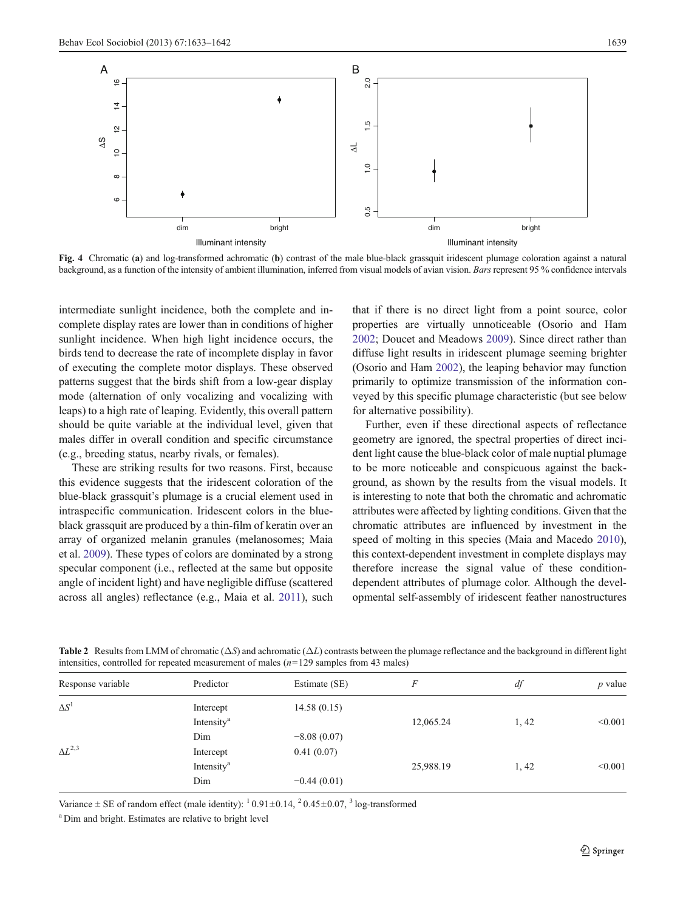**Fig. 4** Chromatic (**a**) and log-transformed achromatic (**b**) contrast of the male blue-black grassquit iridescent plumage coloration against a natural background, as a function of the intensity of ambient illumination, inferred from visual models of avian vision. *Bars* represent 95 % confidence intervals

intermediate sunlight incidence, both the complete and incomplete display rates are lower than in conditions of higher sunlight incidence. When high light incidence occurs, the birds tend to decrease the rate of incomplete display in favor of executing the complete motor displays. These observed patterns suggest that the birds shift from a low-gear display mode (alternation of only vocalizing and vocalizing with leaps) to a high rate of leaping. Evidently, this overall pattern should be quite variable at the individual level, given that males differ in overall condition and specific circumstance (e.g., breeding status, nearby rivals, or females).

These are striking results for two reasons. First, because this evidence suggests that the iridescent coloration of the blue-black grassquit's plumage is a crucial element used in intraspecific communication. Iridescent colors in the blue-black grassquit are produced by a thin-film of keratin over an array of organized melanin granules (melanosomes; Maia et al. 2009). These types of colors are dominated by a strong specular component (i.e., reflected at the same but opposite angle of incident light) and have negligible diffuse (scattered across all angles) reflectance (e.g., Maia et al. 2011), such that if there is no direct light from a point source, color properties are virtually unnoticeable (Osorio and Ham 2002; Doucet and Meadows 2009). Since direct rather than diffuse light results in iridescent plumage seeming brighter (Osorio and Ham 2002), the leaping behavior may function primarily to optimize transmission of the information conveyed by this specific plumage characteristic (but see below for alternative possibility).

Further, even if these directional aspects of reflectance geometry are ignored, the spectral properties of direct incident light cause the blue-black color of male nuptial plumage to be more noticeable and conspicuous against the background, as shown by the results from the visual models. It is interesting to note that both the chromatic and achromatic attributes were affected by lighting conditions. Given that the chromatic attributes are influenced by investment in the speed of molting in this species (Maia and Macedo 2010), this context-dependent investment in complete displays may therefore increase the signal value of these condition-dependent attributes of plumage color. Although the developmental self-assembly of iridescent feather nanostructures

**Table 2** Results from LMM of chromatic ($\Delta S$) and achromatic ($\Delta L$) contrasts between the plumage reflectance and the background in different light intensities, controlled for repeated measurement of males ($n$=129 samples from 43 males)

| Response variable | Predictor | Estimate (SE) | $F$ | $df$ | $p$ value |
|---|---|---|---|---|---|
| $\Delta S$[1] | Intercept | 14.58 (0.15) | | | |
| | Intensity[a] | | 12,065.24 | 1, 42 | <0.001 |
| | Dim | −8.08 (0.07) | | | |
| $\Delta L$[2,3] | Intercept | 0.41 (0.07) | | | |
| | Intensity[a] | | 25,988.19 | 1, 42 | <0.001 |
| | Dim | −0.44 (0.01) | | | |

Variance ± SE of random effect (male identity): [1] 0.91±0.14, [2] 0.45±0.07, [3] log-transformed

[a] Dim and bright. Estimates are relative to bright level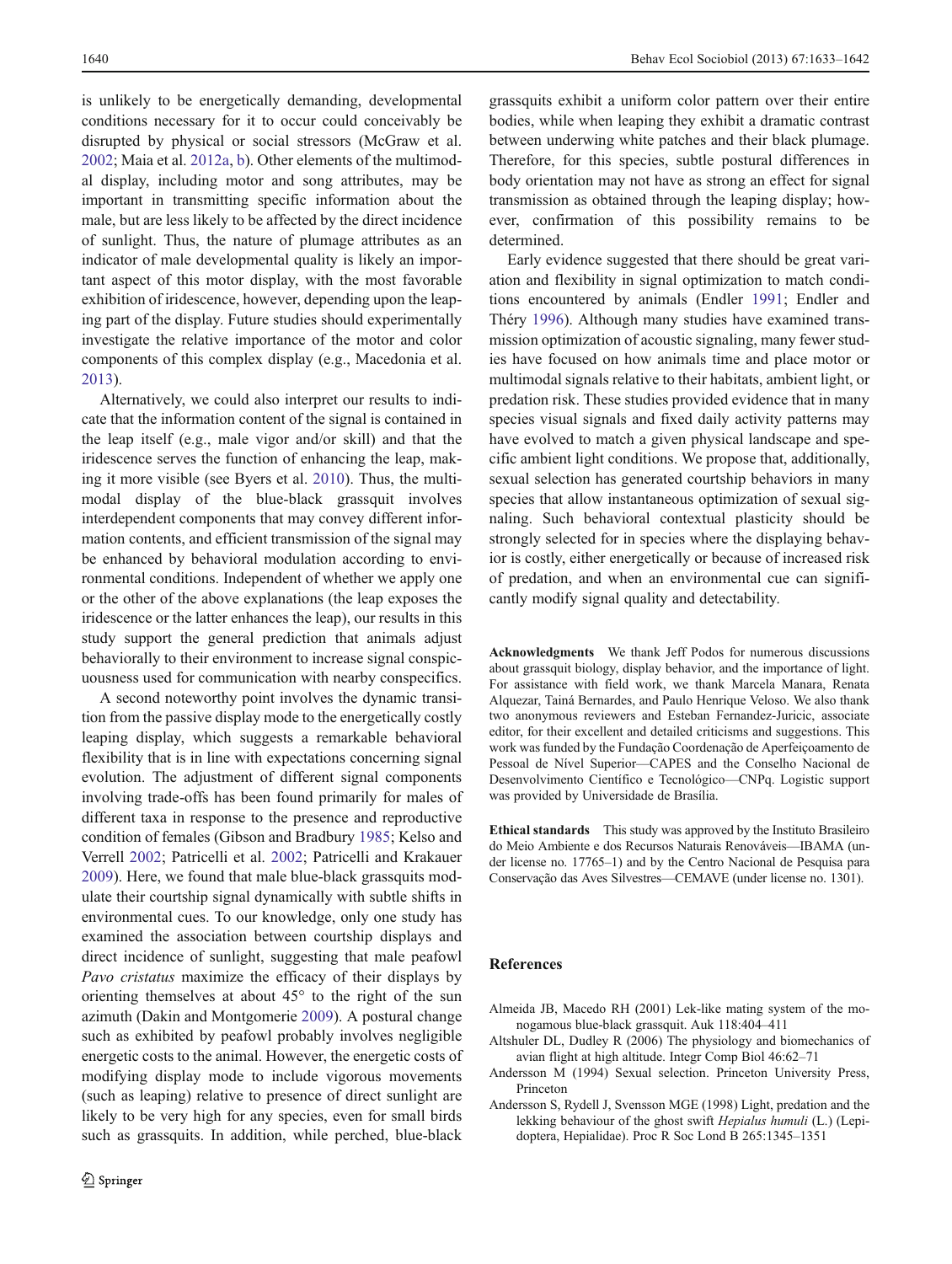is unlikely to be energetically demanding, developmental conditions necessary for it to occur could conceivably be disrupted by physical or social stressors (McGraw et al. 2002; Maia et al. 2012a, b). Other elements of the multimodal display, including motor and song attributes, may be important in transmitting specific information about the male, but are less likely to be affected by the direct incidence of sunlight. Thus, the nature of plumage attributes as an indicator of male developmental quality is likely an important aspect of this motor display, with the most favorable exhibition of iridescence, however, depending upon the leaping part of the display. Future studies should experimentally investigate the relative importance of the motor and color components of this complex display (e.g., Macedonia et al. 2013).

Alternatively, we could also interpret our results to indicate that the information content of the signal is contained in the leap itself (e.g., male vigor and/or skill) and that the iridescence serves the function of enhancing the leap, making it more visible (see Byers et al. 2010). Thus, the multimodal display of the blue-black grassquit involves interdependent components that may convey different information contents, and efficient transmission of the signal may be enhanced by behavioral modulation according to environmental conditions. Independent of whether we apply one or the other of the above explanations (the leap exposes the iridescence or the latter enhances the leap), our results in this study support the general prediction that animals adjust behaviorally to their environment to increase signal conspicuousness used for communication with nearby conspecifics.

A second noteworthy point involves the dynamic transition from the passive display mode to the energetically costly leaping display, which suggests a remarkable behavioral flexibility that is in line with expectations concerning signal evolution. The adjustment of different signal components involving trade-offs has been found primarily for males of different taxa in response to the presence and reproductive condition of females (Gibson and Bradbury 1985; Kelso and Verrell 2002; Patricelli et al. 2002; Patricelli and Krakauer 2009). Here, we found that male blue-black grassquits modulate their courtship signal dynamically with subtle shifts in environmental cues. To our knowledge, only one study has examined the association between courtship displays and direct incidence of sunlight, suggesting that male peafowl *Pavo cristatus* maximize the efficacy of their displays by orienting themselves at about 45° to the right of the sun azimuth (Dakin and Montgomerie 2009). A postural change such as exhibited by peafowl probably involves negligible energetic costs to the animal. However, the energetic costs of modifying display mode to include vigorous movements (such as leaping) relative to presence of direct sunlight are likely to be very high for any species, even for small birds such as grassquits. In addition, while perched, blue-black grassquits exhibit a uniform color pattern over their entire bodies, while when leaping they exhibit a dramatic contrast between underwing white patches and their black plumage. Therefore, for this species, subtle postural differences in body orientation may not have as strong an effect for signal transmission as obtained through the leaping display; however, confirmation of this possibility remains to be determined.

Early evidence suggested that there should be great variation and flexibility in signal optimization to match conditions encountered by animals (Endler 1991; Endler and Théry 1996). Although many studies have examined transmission optimization of acoustic signaling, many fewer studies have focused on how animals time and place motor or multimodal signals relative to their habitats, ambient light, or predation risk. These studies provided evidence that in many species visual signals and fixed daily activity patterns may have evolved to match a given physical landscape and specific ambient light conditions. We propose that, additionally, sexual selection has generated courtship behaviors in many species that allow instantaneous optimization of sexual signaling. Such behavioral contextual plasticity should be strongly selected for in species where the displaying behavior is costly, either energetically or because of increased risk of predation, and when an environmental cue can significantly modify signal quality and detectability.

**Acknowledgments** We thank Jeff Podos for numerous discussions about grassquit biology, display behavior, and the importance of light. For assistance with field work, we thank Marcela Manara, Renata Alquezar, Tainá Bernardes, and Paulo Henrique Veloso. We also thank two anonymous reviewers and Esteban Fernandez-Juricic, associate editor, for their excellent and detailed criticisms and suggestions. This work was funded by the Fundação Coordenação de Aperfeiçoamento de Pessoal de Nível Superior—CAPES and the Conselho Nacional de Desenvolvimento Científico e Tecnológico—CNPq. Logistic support was provided by Universidade de Brasília.

**Ethical standards** This study was approved by the Instituto Brasileiro do Meio Ambiente e dos Recursos Naturais Renováveis—IBAMA (under license no. 17765–1) and by the Centro Nacional de Pesquisa para Conservação das Aves Silvestres—CEMAVE (under license no. 1301).

## References

Almeida JB, Macedo RH (2001) Lek-like mating system of the monogamous blue-black grassquit. Auk 118:404–411

Altshuler DL, Dudley R (2006) The physiology and biomechanics of avian flight at high altitude. Integr Comp Biol 46:62–71

Andersson M (1994) Sexual selection. Princeton University Press, Princeton

Andersson S, Rydell J, Svensson MGE (1998) Light, predation and the lekking behaviour of the ghost swift *Hepialus humuli* (L.) (Lepidoptera, Hepialidae). Proc R Soc Lond B 265:1345–1351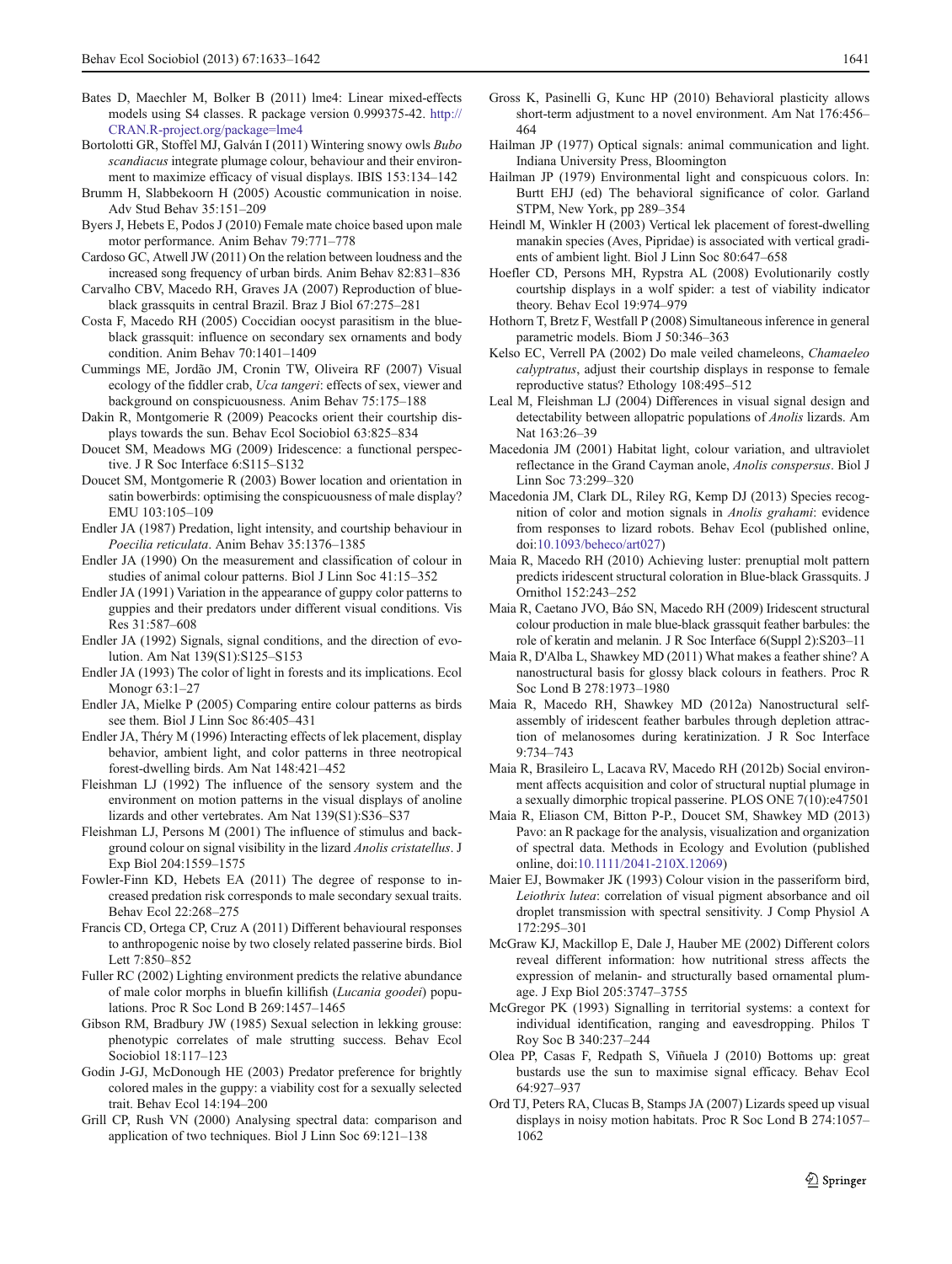Bates D, Maechler M, Bolker B (2011) lme4: Linear mixed-effects models using S4 classes. R package version 0.999375-42. http://CRAN.R-project.org/package=lme4

Bortolotti GR, Stoffel MJ, Galván I (2011) Wintering snowy owls *Bubo scandiacus* integrate plumage colour, behaviour and their environment to maximize efficacy of visual displays. IBIS 153:134–142

Brumm H, Slabbekoorn H (2005) Acoustic communication in noise. Adv Stud Behav 35:151–209

Byers J, Hebets E, Podos J (2010) Female mate choice based upon male motor performance. Anim Behav 79:771–778

Cardoso GC, Atwell JW (2011) On the relation between loudness and the increased song frequency of urban birds. Anim Behav 82:831–836

Carvalho CBV, Macedo RH, Graves JA (2007) Reproduction of blue-black grassquits in central Brazil. Braz J Biol 67:275–281

Costa F, Macedo RH (2005) Coccidian oocyst parasitism in the blue-black grassquit: influence on secondary sex ornaments and body condition. Anim Behav 70:1401–1409

Cummings ME, Jordão JM, Cronin TW, Oliveira RF (2007) Visual ecology of the fiddler crab, *Uca tangeri*: effects of sex, viewer and background on conspicuousness. Anim Behav 75:175–188

Dakin R, Montgomerie R (2009) Peacocks orient their courtship displays towards the sun. Behav Ecol Sociobiol 63:825–834

Doucet SM, Meadows MG (2009) Iridescence: a functional perspective. J R Soc Interface 6:S115–S132

Doucet SM, Montgomerie R (2003) Bower location and orientation in satin bowerbirds: optimising the conspicuousness of male display? EMU 103:105–109

Endler JA (1987) Predation, light intensity, and courtship behaviour in *Poecilia reticulata*. Anim Behav 35:1376–1385

Endler JA (1990) On the measurement and classification of colour in studies of animal colour patterns. Biol J Linn Soc 41:15–352

Endler JA (1991) Variation in the appearance of guppy color patterns to guppies and their predators under different visual conditions. Vis Res 31:587–608

Endler JA (1992) Signals, signal conditions, and the direction of evolution. Am Nat 139(S1):S125–S153

Endler JA (1993) The color of light in forests and its implications. Ecol Monogr 63:1–27

Endler JA, Mielke P (2005) Comparing entire colour patterns as birds see them. Biol J Linn Soc 86:405–431

Endler JA, Théry M (1996) Interacting effects of lek placement, display behavior, ambient light, and color patterns in three neotropical forest-dwelling birds. Am Nat 148:421–452

Fleishman LJ (1992) The influence of the sensory system and the environment on motion patterns in the visual displays of anoline lizards and other vertebrates. Am Nat 139(S1):S36–S37

Fleishman LJ, Persons M (2001) The influence of stimulus and background colour on signal visibility in the lizard *Anolis cristatellus*. J Exp Biol 204:1559–1575

Fowler-Finn KD, Hebets EA (2011) The degree of response to increased predation risk corresponds to male secondary sexual traits. Behav Ecol 22:268–275

Francis CD, Ortega CP, Cruz A (2011) Different behavioural responses to anthropogenic noise by two closely related passerine birds. Biol Lett 7:850–852

Fuller RC (2002) Lighting environment predicts the relative abundance of male color morphs in bluefin killifish (*Lucania goodei*) populations. Proc R Soc Lond B 269:1457–1465

Gibson RM, Bradbury JW (1985) Sexual selection in lekking grouse: phenotypic correlates of male strutting success. Behav Ecol Sociobiol 18:117–123

Godin J-GJ, McDonough HE (2003) Predator preference for brightly colored males in the guppy: a viability cost for a sexually selected trait. Behav Ecol 14:194–200

Grill CP, Rush VN (2000) Analysing spectral data: comparison and application of two techniques. Biol J Linn Soc 69:121–138

Gross K, Pasinelli G, Kunc HP (2010) Behavioral plasticity allows short-term adjustment to a novel environment. Am Nat 176:456–464

Hailman JP (1977) Optical signals: animal communication and light. Indiana University Press, Bloomington

Hailman JP (1979) Environmental light and conspicuous colors. In: Burtt EHJ (ed) The behavioral significance of color. Garland STPM, New York, pp 289–354

Heindl M, Winkler H (2003) Vertical lek placement of forest-dwelling manakin species (Aves, Pipridae) is associated with vertical gradients of ambient light. Biol J Linn Soc 80:647–658

Hoefler CD, Persons MH, Rypstra AL (2008) Evolutionarily costly courtship displays in a wolf spider: a test of viability indicator theory. Behav Ecol 19:974–979

Hothorn T, Bretz F, Westfall P (2008) Simultaneous inference in general parametric models. Biom J 50:346–363

Kelso EC, Verrell PA (2002) Do male veiled chameleons, *Chamaeleo calyptratus*, adjust their courtship displays in response to female reproductive status? Ethology 108:495–512

Leal M, Fleishman LJ (2004) Differences in visual signal design and detectability between allopatric populations of *Anolis* lizards. Am Nat 163:26–39

Macedonia JM (2001) Habitat light, colour variation, and ultraviolet reflectance in the Grand Cayman anole, *Anolis conspersus*. Biol J Linn Soc 73:299–320

Macedonia JM, Clark DL, Riley RG, Kemp DJ (2013) Species recognition of color and motion signals in *Anolis grahami*: evidence from responses to lizard robots. Behav Ecol (published online, doi:10.1093/beheco/art027)

Maia R, Macedo RH (2010) Achieving luster: prenuptial molt pattern predicts iridescent structural coloration in Blue-black Grassquits. J Ornithol 152:243–252

Maia R, Caetano JVO, Báo SN, Macedo RH (2009) Iridescent structural colour production in male blue-black grassquit feather barbules: the role of keratin and melanin. J R Soc Interface 6(Suppl 2):S203–11

Maia R, D'Alba L, Shawkey MD (2011) What makes a feather shine? A nanostructural basis for glossy black colours in feathers. Proc R Soc Lond B 278:1973–1980

Maia R, Macedo RH, Shawkey MD (2012a) Nanostructural self-assembly of iridescent feather barbules through depletion attraction of melanosomes during keratinization. J R Soc Interface 9:734–743

Maia R, Brasileiro L, Lacava RV, Macedo RH (2012b) Social environment affects acquisition and color of structural nuptial plumage in a sexually dimorphic tropical passerine. PLOS ONE 7(10):e47501

Maia R, Eliason CM, Bitton P-P., Doucet SM, Shawkey MD (2013) Pavo: an R package for the analysis, visualization and organization of spectral data. Methods in Ecology and Evolution (published online, doi:10.1111/2041-210X.12069)

Maier EJ, Bowmaker JK (1993) Colour vision in the passeriform bird, *Leiothrix lutea*: correlation of visual pigment absorbance and oil droplet transmission with spectral sensitivity. J Comp Physiol A 172:295–301

McGraw KJ, Mackillop E, Dale J, Hauber ME (2002) Different colors reveal different information: how nutritional stress affects the expression of melanin- and structurally based ornamental plumage. J Exp Biol 205:3747–3755

McGregor PK (1993) Signalling in territorial systems: a context for individual identification, ranging and eavesdropping. Philos T Roy Soc B 340:237–244

Olea PP, Casas F, Redpath S, Viñuela J (2010) Bottoms up: great bustards use the sun to maximise signal efficacy. Behav Ecol 64:927–937

Ord TJ, Peters RA, Clucas B, Stamps JA (2007) Lizards speed up visual displays in noisy motion habitats. Proc R Soc Lond B 274:1057–1062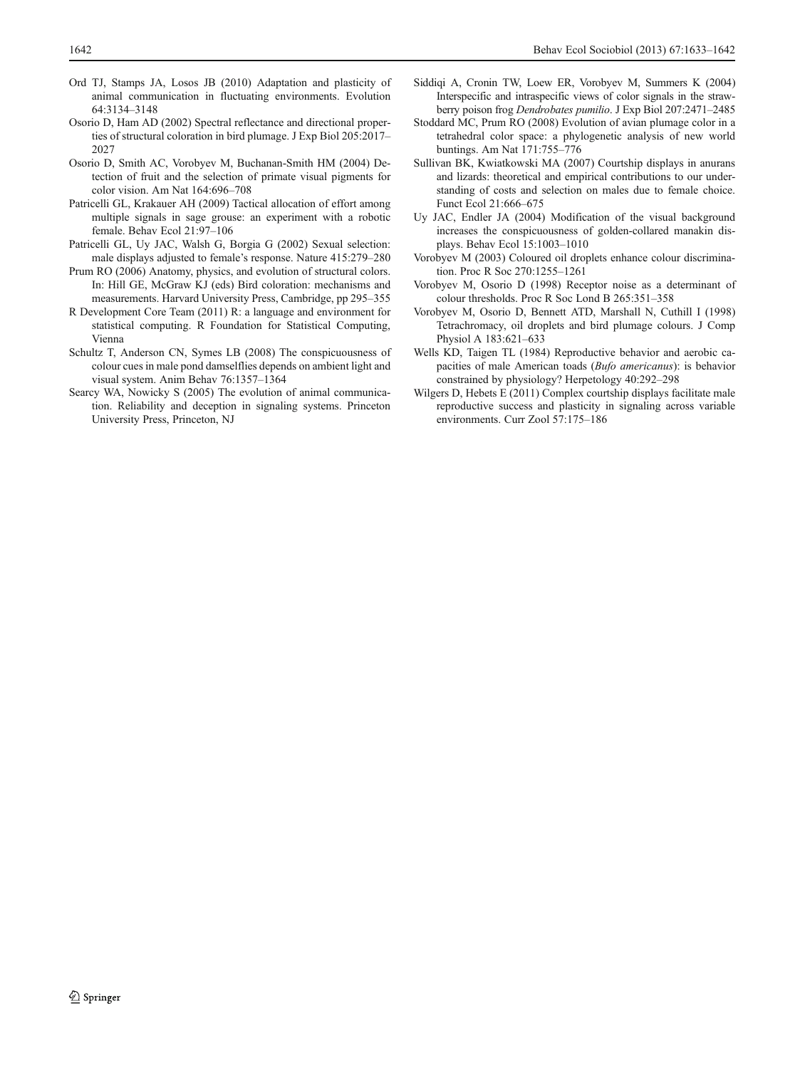Ord TJ, Stamps JA, Losos JB (2010) Adaptation and plasticity of animal communication in fluctuating environments. Evolution 64:3134–3148

Osorio D, Ham AD (2002) Spectral reflectance and directional properties of structural coloration in bird plumage. J Exp Biol 205:2017–2027

Osorio D, Smith AC, Vorobyev M, Buchanan-Smith HM (2004) Detection of fruit and the selection of primate visual pigments for color vision. Am Nat 164:696–708

Patricelli GL, Krakauer AH (2009) Tactical allocation of effort among multiple signals in sage grouse: an experiment with a robotic female. Behav Ecol 21:97–106

Patricelli GL, Uy JAC, Walsh G, Borgia G (2002) Sexual selection: male displays adjusted to female's response. Nature 415:279–280

Prum RO (2006) Anatomy, physics, and evolution of structural colors. In: Hill GE, McGraw KJ (eds) Bird coloration: mechanisms and measurements. Harvard University Press, Cambridge, pp 295–355

R Development Core Team (2011) R: a language and environment for statistical computing. R Foundation for Statistical Computing, Vienna

Schultz T, Anderson CN, Symes LB (2008) The conspicuousness of colour cues in male pond damselflies depends on ambient light and visual system. Anim Behav 76:1357–1364

Searcy WA, Nowicky S (2005) The evolution of animal communication. Reliability and deception in signaling systems. Princeton University Press, Princeton, NJ

Siddiqi A, Cronin TW, Loew ER, Vorobyev M, Summers K (2004) Interspecific and intraspecific views of color signals in the strawberry poison frog *Dendrobates pumilio*. J Exp Biol 207:2471–2485

Stoddard MC, Prum RO (2008) Evolution of avian plumage color in a tetrahedral color space: a phylogenetic analysis of new world buntings. Am Nat 171:755–776

Sullivan BK, Kwiatkowski MA (2007) Courtship displays in anurans and lizards: theoretical and empirical contributions to our understanding of costs and selection on males due to female choice. Funct Ecol 21:666–675

Uy JAC, Endler JA (2004) Modification of the visual background increases the conspicuousness of golden-collared manakin displays. Behav Ecol 15:1003–1010

Vorobyev M (2003) Coloured oil droplets enhance colour discrimination. Proc R Soc 270:1255–1261

Vorobyev M, Osorio D (1998) Receptor noise as a determinant of colour thresholds. Proc R Soc Lond B 265:351–358

Vorobyev M, Osorio D, Bennett ATD, Marshall N, Cuthill I (1998) Tetrachromacy, oil droplets and bird plumage colours. J Comp Physiol A 183:621–633

Wells KD, Taigen TL (1984) Reproductive behavior and aerobic capacities of male American toads (*Bufo americanus*): is behavior constrained by physiology? Herpetology 40:292–298

Wilgers D, Hebets E (2011) Complex courtship displays facilitate male reproductive success and plasticity in signaling across variable environments. Curr Zool 57:175–186